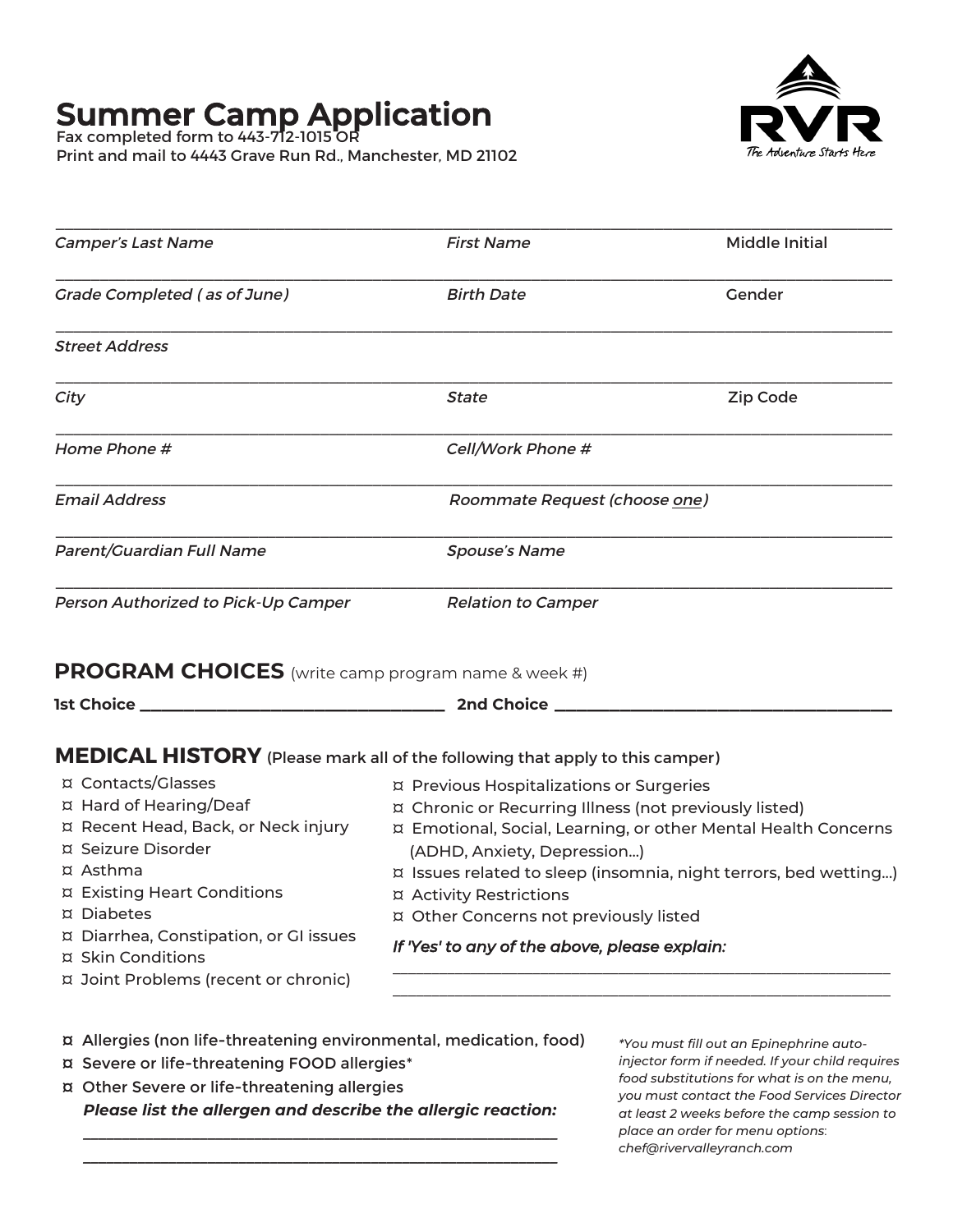# Summer Camp Application

Fax completed form to 443-712-1015 OR
Print and mail to 4443 Grave Run Rd., Manchester, MD 21102

RVR
*The Adventure Starts Here*

___________________________________________________________________________

*Camper's Last Name* *First Name* Middle Initial

___________________________________________________________________________

*Grade Completed ( as of June)* *Birth Date* Gender

___________________________________________________________________________

*Street Address*

___________________________________________________________________________

*City* *State* Zip Code

___________________________________________________________________________

*Home Phone #* *Cell/Work Phone #*

___________________________________________________________________________

*Email Address* *Roommate Request (choose one)*

___________________________________________________________________________

*Parent/Guardian Full Name* *Spouse's Name*

___________________________________________________________________________

*Person Authorized to Pick-Up Camper* *Relation to Camper*

## PROGRAM CHOICES (write camp program name & week #)

**1st Choice ______________________________ 2nd Choice ______________________________**

## MEDICAL HISTORY (Please mark all of the following that apply to this camper)

- ¤ Contacts/Glasses
- ¤ Hard of Hearing/Deaf
- ¤ Recent Head, Back, or Neck injury
- ¤ Seizure Disorder
- ¤ Asthma
- ¤ Existing Heart Conditions
- ¤ Diabetes
- ¤ Diarrhea, Constipation, or GI issues
- ¤ Skin Conditions
- ¤ Joint Problems (recent or chronic)
- ¤ Previous Hospitalizations or Surgeries
- ¤ Chronic or Recurring Illness (not previously listed)
- ¤ Emotional, Social, Learning, or other Mental Health Concerns (ADHD, Anxiety, Depression...)
- ¤ Issues related to sleep (insomnia, night terrors, bed wetting...)
- ¤ Activity Restrictions
- ¤ Other Concerns not previously listed

***If 'Yes' to any of the above, please explain:***

___________________________________________________________________________

___________________________________________________________________________

- ¤ Allergies (non life-threatening environmental, medication, food)
- ¤ Severe or life-threatening FOOD allergies*
- ¤ Other Severe or life-threatening allergies

***Please list the allergen and describe the allergic reaction:***

___________________________________________________________________________

___________________________________________________________________________

*\*You must fill out an Epinephrine auto-injector form if needed. If your child requires food substitutions for what is on the menu, you must contact the Food Services Director at least 2 weeks before the camp session to place an order for menu options: chef@rivervalleyranch.com*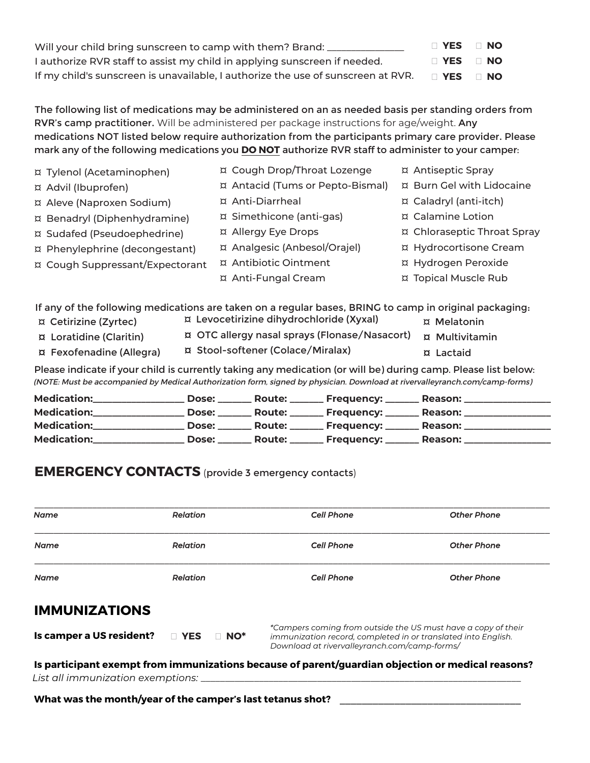Will your child bring sunscreen to camp with them? Brand: _______________ ☐ **YES** ☐ **NO**

I authorize RVR staff to assist my child in applying sunscreen if needed. ☐ **YES** ☐ **NO**

If my child's sunscreen is unavailable, I authorize the use of sunscreen at RVR. ☐ **YES** ☐ **NO**

**The following list of medications may be administered on an as needed basis per standing orders from RVR's camp practitioner.** Will be administered per package instructions for age/weight. **Any medications NOT listed below require authorization from the participants primary care provider. Please mark any of the following medications you <u>DO NOT</u> authorize RVR staff to administer to your camper:**

- ¤ Tylenol (Acetaminophen)
- ¤ Advil (Ibuprofen)
- ¤ Aleve (Naproxen Sodium)
- ¤ Benadryl (Diphenhydramine)
- ¤ Sudafed (Pseudoephedrine)
- ¤ Phenylephrine (decongestant)
- ¤ Cough Suppressant/Expectorant
- ¤ Cough Drop/Throat Lozenge
- ¤ Antacid (Tums or Pepto-Bismal)
- ¤ Anti-Diarrheal
- ¤ Simethicone (anti-gas)
- ¤ Allergy Eye Drops
- ¤ Analgesic (Anbesol/Orajel)
- ¤ Antibiotic Ointment
- ¤ Anti-Fungal Cream
- ¤ Antiseptic Spray
- ¤ Burn Gel with Lidocaine
- ¤ Caladryl (anti-itch)
- ¤ Calamine Lotion
- ¤ Chloraseptic Throat Spray
- ¤ Hydrocortisone Cream
- ¤ Hydrogen Peroxide
- ¤ Topical Muscle Rub

**If any of the following medications are taken on a regular bases, BRING to camp in original packaging:**

- ¤ Cetirizine (Zyrtec)
- ¤ Loratidine (Claritin)
- ¤ Fexofenadine (Allegra)
- ¤ Levocetirizine dihydrochloride (Xyxal)
- ¤ OTC allergy nasal sprays (Flonase/Nasacort)
- ¤ Stool-softener (Colace/Miralax)
- ¤ Melatonin
- ¤ Multivitamin
- ¤ Lactaid

Please indicate if your child is currently taking any medication (or will be) during camp. Please list below:
*(NOTE: Must be accompanied by Medical Authorization form, signed by physician. Download at rivervalleyranch.com/camp-forms)*

**Medication:**_________________ **Dose:** ______ **Route:** ______ **Frequency:** ______ **Reason:** _______________
**Medication:**_________________ **Dose:** ______ **Route:** ______ **Frequency:** ______ **Reason:** _______________
**Medication:**_________________ **Dose:** ______ **Route:** ______ **Frequency:** ______ **Reason:** _______________
**Medication:**_________________ **Dose:** ______ **Route:** ______ **Frequency:** ______ **Reason:** _______________

## EMERGENCY CONTACTS (provide 3 emergency contacts)

| *Name* | *Relation* | *Cell Phone* | *Other Phone* |
|---|---|---|---|
| | | | |
| | | | |
| | | | |

## IMMUNIZATIONS

**Is camper a US resident?** ☐ **YES** ☐ **NO***

*\*Campers coming from outside the US must have a copy of their immunization record, completed in or translated into English. Download at rivervalleyranch.com/camp-forms/*

**Is participant exempt from immunizations because of parent/guardian objection or medical reasons?**
*List all immunization exemptions:* ________________________________________________

**What was the month/year of the camper's last tetanus shot?** ______________________________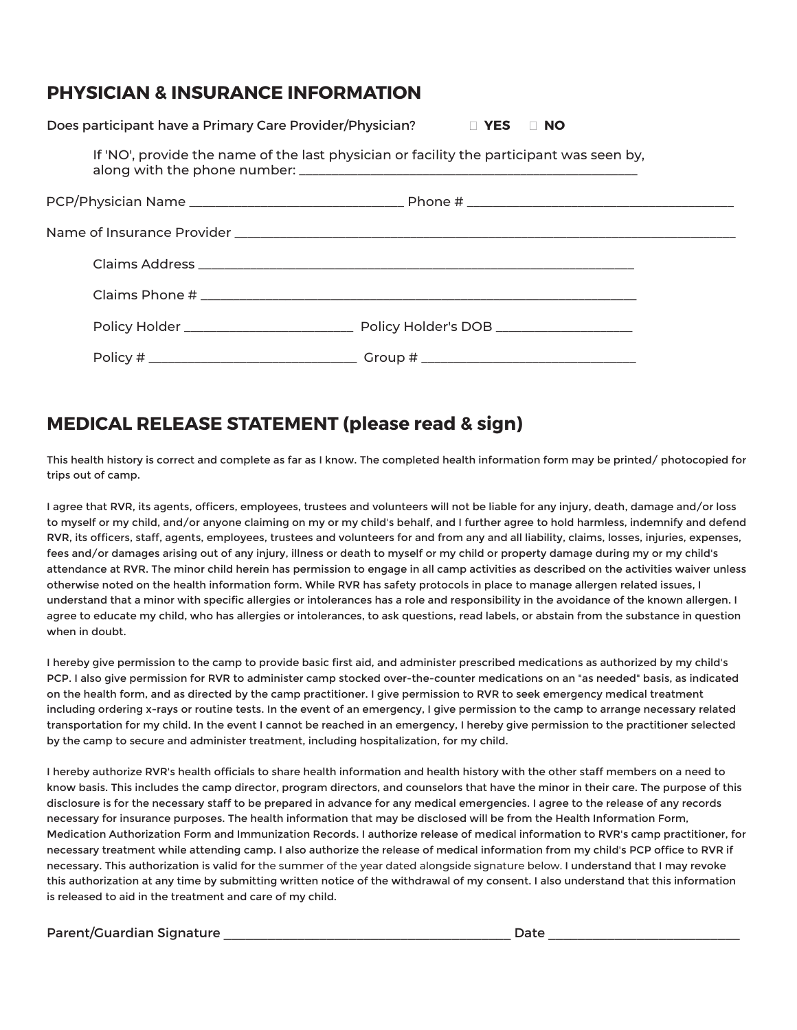## PHYSICIAN & INSURANCE INFORMATION

Does participant have a Primary Care Provider/Physician? ☐ **YES** ☐ **NO**

If 'NO', provide the name of the last physician or facility the participant was seen by, along with the phone number: ____________________________________________

PCP/Physician Name ____________________________ Phone # ____________________________________

Name of Insurance Provider ______________________________________________________________________

Claims Address ________________________________________________________

Claims Phone # ________________________________________________________

Policy Holder ______________________ Policy Holder's DOB __________________

Policy # ___________________________ Group # ____________________________

## MEDICAL RELEASE STATEMENT (please read & sign)

This health history is correct and complete as far as I know. The completed health information form may be printed/ photocopied for trips out of camp.

I agree that RVR, its agents, officers, employees, trustees and volunteers will not be liable for any injury, death, damage and/or loss to myself or my child, and/or anyone claiming on my or my child's behalf, and I further agree to hold harmless, indemnify and defend RVR, its officers, staff, agents, employees, trustees and volunteers for and from any and all liability, claims, losses, injuries, expenses, fees and/or damages arising out of any injury, illness or death to myself or my child or property damage during my or my child's attendance at RVR. The minor child herein has permission to engage in all camp activities as described on the activities waiver unless otherwise noted on the health information form. While RVR has safety protocols in place to manage allergen related issues, I understand that a minor with specific allergies or intolerances has a role and responsibility in the avoidance of the known allergen. I agree to educate my child, who has allergies or intolerances, to ask questions, read labels, or abstain from the substance in question when in doubt.

I hereby give permission to the camp to provide basic first aid, and administer prescribed medications as authorized by my child's PCP. I also give permission for RVR to administer camp stocked over-the-counter medications on an "as needed" basis, as indicated on the health form, and as directed by the camp practitioner. I give permission to RVR to seek emergency medical treatment including ordering x-rays or routine tests. In the event of an emergency, I give permission to the camp to arrange necessary related transportation for my child. In the event I cannot be reached in an emergency, I hereby give permission to the practitioner selected by the camp to secure and administer treatment, including hospitalization, for my child.

I hereby authorize RVR's health officials to share health information and health history with the other staff members on a need to know basis. This includes the camp director, program directors, and counselors that have the minor in their care. The purpose of this disclosure is for the necessary staff to be prepared in advance for any medical emergencies. I agree to the release of any records necessary for insurance purposes. The health information that may be disclosed will be from the Health Information Form, Medication Authorization Form and Immunization Records. I authorize release of medical information to RVR's camp practitioner, for necessary treatment while attending camp. I also authorize the release of medical information from my child's PCP office to RVR if necessary. This authorization is valid for the summer of the year dated alongside signature below. I understand that I may revoke this authorization at any time by submitting written notice of the withdrawal of my consent. I also understand that this information is released to aid in the treatment and care of my child.

Parent/Guardian Signature ____________________________________ Date ________________________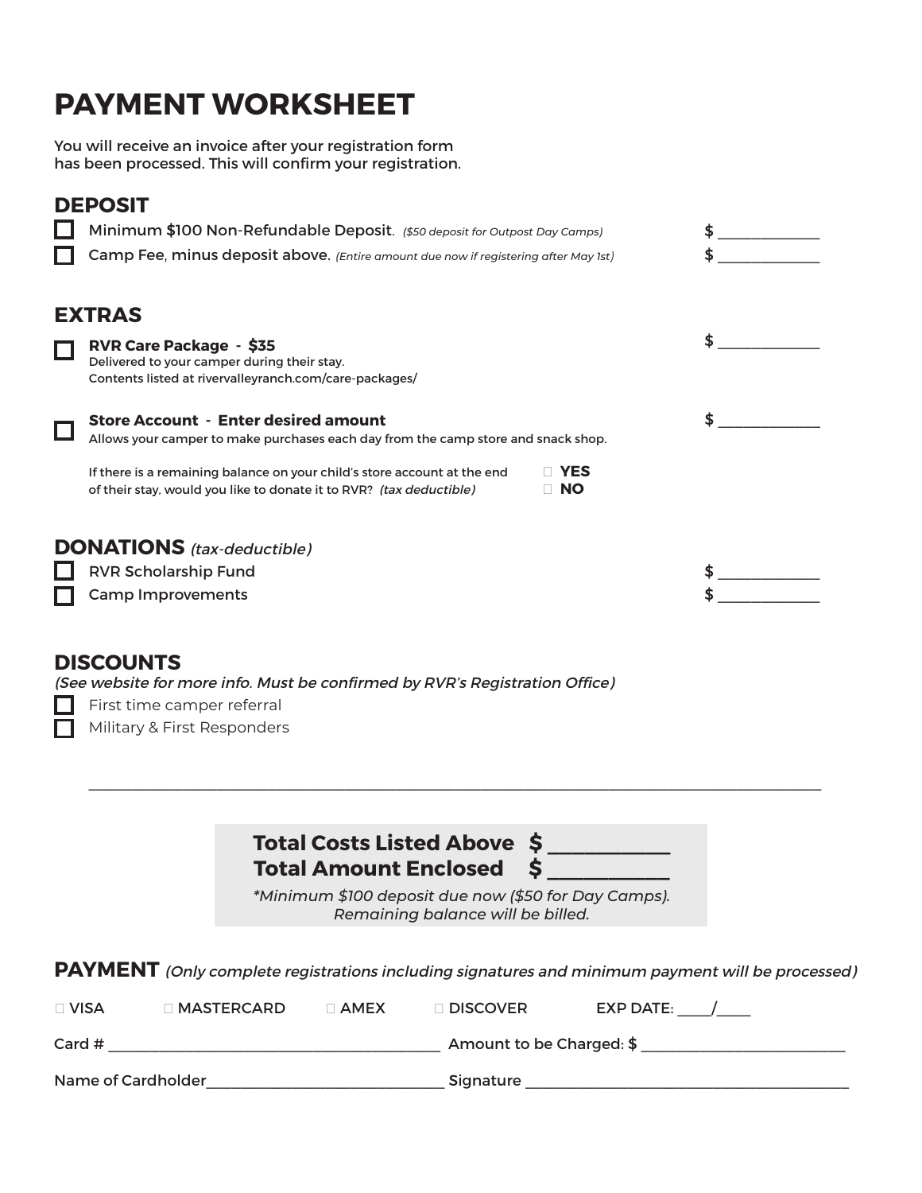# PAYMENT WORKSHEET

You will receive an invoice after your registration form has been processed. This will confirm your registration.

## DEPOSIT

- [ ] Minimum $100 Non-Refundable Deposit. *($50 deposit for Outpost Day Camps)* $ ____________
- [ ] Camp Fee, minus deposit above. *(Entire amount due now if registering after May 1st)* $ ____________

## EXTRAS

- [ ] **RVR Care Package - $35** $ ____________
  Delivered to your camper during their stay.
  Contents listed at rivervalleyranch.com/care-packages/

- [ ] **Store Account - Enter desired amount** $ ____________
  Allows your camper to make purchases each day from the camp store and snack shop.

  If there is a remaining balance on your child's store account at the end of their stay, would you like to donate it to RVR? *(tax deductible)*
  - [ ] **YES**
  - [ ] **NO**

## DONATIONS *(tax-deductible)*

- [ ] RVR Scholarship Fund $ ____________
- [ ] Camp Improvements $ ____________

## DISCOUNTS

*(See website for more info. Must be confirmed by RVR's Registration Office)*

- [ ] First time camper referral
- [ ] Military & First Responders

---

**Total Costs Listed Above $ ___________**
**Total Amount Enclosed $ ___________**

*\*Minimum $100 deposit due now ($50 for Day Camps). Remaining balance will be billed.*

## PAYMENT *(Only complete registrations including signatures and minimum payment will be processed)*

- [ ] VISA
- [ ] MASTERCARD
- [ ] AMEX
- [ ] DISCOVER

EXP DATE: ____/____

Card # ________________________________________ Amount to be Charged: $ ________________________

Name of Cardholder____________________________ Signature ________________________________________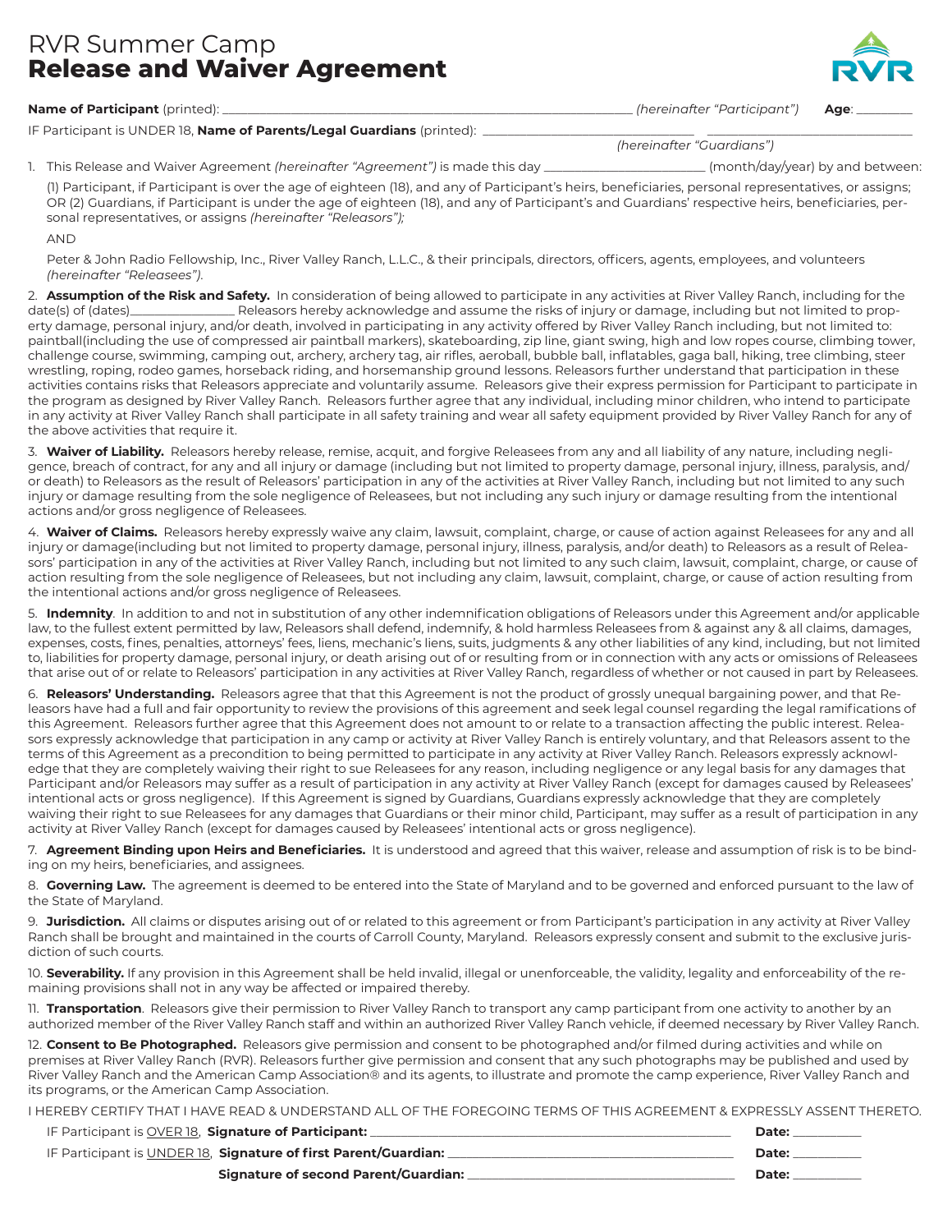# RVR Summer Camp
# **Release and Waiver Agreement**

**Name of Participant** (printed): ______________________________ *(hereinafter "Participant")* **Age**: ________

IF Participant is UNDER 18, **Name of Parents/Legal Guardians** (printed): ______________________ ______________________ *(hereinafter "Guardians")*

1. This Release and Waiver Agreement *(hereinafter "Agreement")* is made this day ______________________ (month/day/year) by and between:

(1) Participant, if Participant is over the age of eighteen (18), and any of Participant's heirs, beneficiaries, personal representatives, or assigns; OR (2) Guardians, if Participant is under the age of eighteen (18), and any of Participant's and Guardians' respective heirs, beneficiaries, personal representatives, or assigns *(hereinafter "Releasors");*

AND

Peter & John Radio Fellowship, Inc., River Valley Ranch, L.L.C., & their principals, directors, officers, agents, employees, and volunteers *(hereinafter "Releasees").*

2. **Assumption of the Risk and Safety.** In consideration of being allowed to participate in any activities at River Valley Ranch, including for the date(s) of (dates)_______________ Releasors hereby acknowledge and assume the risks of injury or damage, including but not limited to property damage, personal injury, and/or death, involved in participating in any activity offered by River Valley Ranch including, but not limited to: paintball(including the use of compressed air paintball markers), skateboarding, zip line, giant swing, high and low ropes course, climbing tower, challenge course, swimming, camping out, archery, archery tag, air rifles, aeroball, bubble ball, inflatables, gaga ball, hiking, tree climbing, steer wrestling, roping, rodeo games, horseback riding, and horsemanship ground lessons. Releasors further understand that participation in these activities contains risks that Releasors appreciate and voluntarily assume. Releasors give their express permission for Participant to participate in the program as designed by River Valley Ranch. Releasors further agree that any individual, including minor children, who intend to participate in any activity at River Valley Ranch shall participate in all safety training and wear all safety equipment provided by River Valley Ranch for any of the above activities that require it.

3. **Waiver of Liability.** Releasors hereby release, remise, acquit, and forgive Releasees from any and all liability of any nature, including negligence, breach of contract, for any and all injury or damage (including but not limited to property damage, personal injury, illness, paralysis, and/or death) to Releasors as the result of Releasors' participation in any of the activities at River Valley Ranch, including but not limited to any such injury or damage resulting from the sole negligence of Releasees, but not including any such injury or damage resulting from the intentional actions and/or gross negligence of Releasees.

4. **Waiver of Claims.** Releasors hereby expressly waive any claim, lawsuit, complaint, charge, or cause of action against Releasees for any and all injury or damage(including but not limited to property damage, personal injury, illness, paralysis, and/or death) to Releasors as a result of Releasors' participation in any of the activities at River Valley Ranch, including but not limited to any such claim, lawsuit, complaint, charge, or cause of action resulting from the sole negligence of Releasees, but not including any claim, lawsuit, complaint, charge, or cause of action resulting from the intentional actions and/or gross negligence of Releasees.

5. **Indemnity**. In addition to and not in substitution of any other indemnification obligations of Releasors under this Agreement and/or applicable law, to the fullest extent permitted by law, Releasors shall defend, indemnify, & hold harmless Releasees from & against any & all claims, damages, expenses, costs, fines, penalties, attorneys' fees, liens, mechanic's liens, suits, judgments & any other liabilities of any kind, including, but not limited to, liabilities for property damage, personal injury, or death arising out of or resulting from or in connection with any acts or omissions of Releasees that arise out of or relate to Releasors' participation in any activities at River Valley Ranch, regardless of whether or not caused in part by Releasees.

6. **Releasors' Understanding.** Releasors agree that that this Agreement is not the product of grossly unequal bargaining power, and that Releasors have had a full and fair opportunity to review the provisions of this agreement and seek legal counsel regarding the legal ramifications of this Agreement. Releasors further agree that this Agreement does not amount to or relate to a transaction affecting the public interest. Releasors expressly acknowledge that participation in any camp or activity at River Valley Ranch is entirely voluntary, and that Releasors assent to the terms of this Agreement as a precondition to being permitted to participate in any activity at River Valley Ranch. Releasors expressly acknowledge that they are completely waiving their right to sue Releasees for any reason, including negligence or any legal basis for any damages that Participant and/or Releasors may suffer as a result of participation in any activity at River Valley Ranch (except for damages caused by Releasees' intentional acts or gross negligence). If this Agreement is signed by Guardians, Guardians expressly acknowledge that they are completely waiving their right to sue Releasees for any damages that Guardians or their minor child, Participant, may suffer as a result of participation in any activity at River Valley Ranch (except for damages caused by Releasees' intentional acts or gross negligence).

7. **Agreement Binding upon Heirs and Beneficiaries.** It is understood and agreed that this waiver, release and assumption of risk is to be binding on my heirs, beneficiaries, and assignees.

8. **Governing Law.** The agreement is deemed to be entered into the State of Maryland and to be governed and enforced pursuant to the law of the State of Maryland.

9. **Jurisdiction.** All claims or disputes arising out of or related to this agreement or from Participant's participation in any activity at River Valley Ranch shall be brought and maintained in the courts of Carroll County, Maryland. Releasors expressly consent and submit to the exclusive jurisdiction of such courts.

10. **Severability.** If any provision in this Agreement shall be held invalid, illegal or unenforceable, the validity, legality and enforceability of the remaining provisions shall not in any way be affected or impaired thereby.

11. **Transportation**. Releasors give their permission to River Valley Ranch to transport any camp participant from one activity to another by an authorized member of the River Valley Ranch staff and within an authorized River Valley Ranch vehicle, if deemed necessary by River Valley Ranch.

12. **Consent to Be Photographed.** Releasors give permission and consent to be photographed and/or filmed during activities and while on premises at River Valley Ranch (RVR). Releasors further give permission and consent that any such photographs may be published and used by River Valley Ranch and the American Camp Association® and its agents, to illustrate and promote the camp experience, River Valley Ranch and its programs, or the American Camp Association.

I HEREBY CERTIFY THAT I HAVE READ & UNDERSTAND ALL OF THE FOREGOING TERMS OF THIS AGREEMENT & EXPRESSLY ASSENT THERETO.

IF Participant is <u>OVER 18</u>, **Signature of Participant:** ______________________________ **Date:** __________

IF Participant is <u>UNDER 18</u>, **Signature of first Parent/Guardian:** ______________________________ **Date:** __________

**Signature of second Parent/Guardian:** ______________________________ **Date:** __________